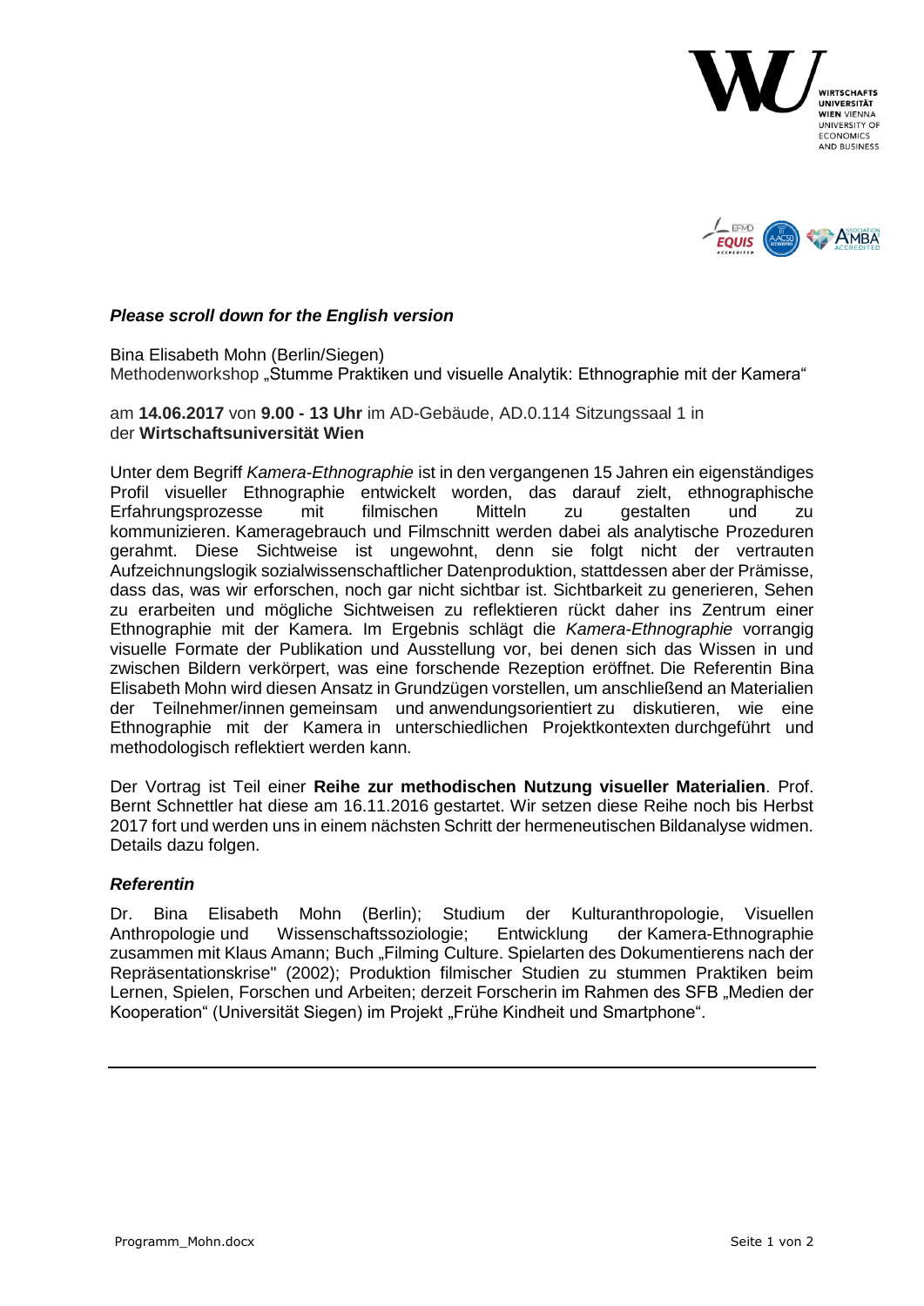***Please scroll down for the English version***

Bina Elisabeth Mohn (Berlin/Siegen)
Methodenworkshop „Stumme Praktiken und visuelle Analytik: Ethnographie mit der Kamera“

am **14.06.2017** von **9.00 - 13 Uhr** im AD-Gebäude, AD.0.114 Sitzungssaal 1 in der **Wirtschaftsuniversität Wien**

Unter dem Begriff *Kamera-Ethnographie* ist in den vergangenen 15 Jahren ein eigenständiges Profil visueller Ethnographie entwickelt worden, das darauf zielt, ethnographische Erfahrungsprozesse mit filmischen Mitteln zu gestalten und zu kommunizieren. Kameragebrauch und Filmschnitt werden dabei als analytische Prozeduren gerahmt. Diese Sichtweise ist ungewohnt, denn sie folgt nicht der vertrauten Aufzeichnungslogik sozialwissenschaftlicher Datenproduktion, stattdessen aber der Prämisse, dass das, was wir erforschen, noch gar nicht sichtbar ist. Sichtbarkeit zu generieren, Sehen zu erarbeiten und mögliche Sichtweisen zu reflektieren rückt daher ins Zentrum einer Ethnographie mit der Kamera. Im Ergebnis schlägt die *Kamera-Ethnographie* vorrangig visuelle Formate der Publikation und Ausstellung vor, bei denen sich das Wissen in und zwischen Bildern verkörpert, was eine forschende Rezeption eröffnet. Die Referentin Bina Elisabeth Mohn wird diesen Ansatz in Grundzügen vorstellen, um anschließend an Materialien der Teilnehmer/innen gemeinsam und anwendungsorientiert zu diskutieren, wie eine Ethnographie mit der Kamera in unterschiedlichen Projektkontexten durchgeführt und methodologisch reflektiert werden kann.

Der Vortrag ist Teil einer **Reihe zur methodischen Nutzung visueller Materialien**. Prof. Bernt Schnettler hat diese am 16.11.2016 gestartet. Wir setzen diese Reihe noch bis Herbst 2017 fort und werden uns in einem nächsten Schritt der hermeneutischen Bildanalyse widmen. Details dazu folgen.

***Referentin***

Dr. Bina Elisabeth Mohn (Berlin); Studium der Kulturanthropologie, Visuellen Anthropologie und Wissenschaftssoziologie; Entwicklung der Kamera-Ethnographie zusammen mit Klaus Amann; Buch „Filming Culture. Spielarten des Dokumentierens nach der Repräsentationskrise" (2002); Produktion filmischer Studien zu stummen Praktiken beim Lernen, Spielen, Forschen und Arbeiten; derzeit Forscherin im Rahmen des SFB „Medien der Kooperation“ (Universität Siegen) im Projekt „Frühe Kindheit und Smartphone“.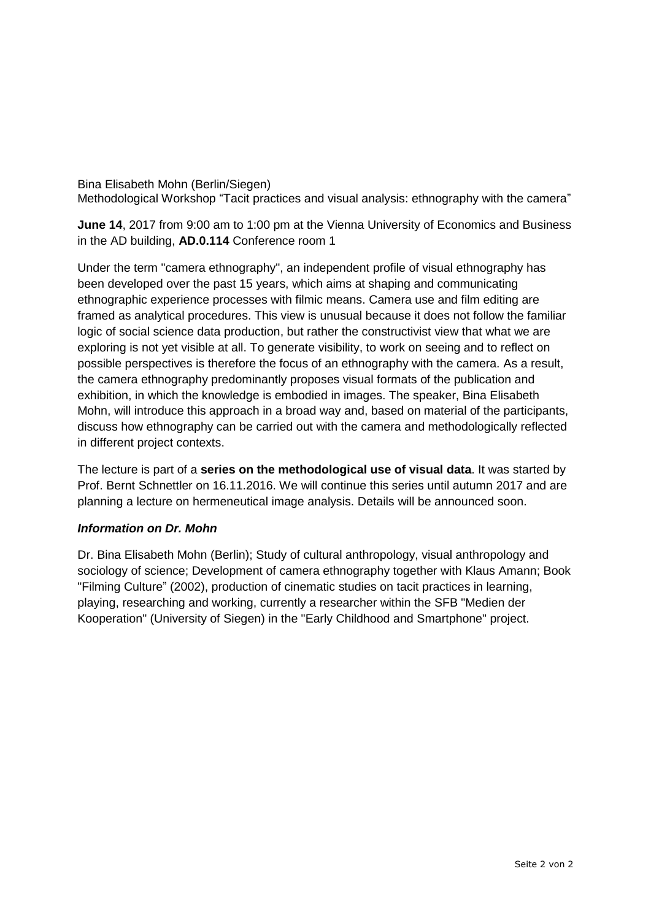Bina Elisabeth Mohn (Berlin/Siegen)
Methodological Workshop “Tacit practices and visual analysis: ethnography with the camera”

**June 14**, 2017 from 9:00 am to 1:00 pm at the Vienna University of Economics and Business in the AD building, **AD.0.114** Conference room 1

Under the term "camera ethnography", an independent profile of visual ethnography has been developed over the past 15 years, which aims at shaping and communicating ethnographic experience processes with filmic means. Camera use and film editing are framed as analytical procedures. This view is unusual because it does not follow the familiar logic of social science data production, but rather the constructivist view that what we are exploring is not yet visible at all. To generate visibility, to work on seeing and to reflect on possible perspectives is therefore the focus of an ethnography with the camera. As a result, the camera ethnography predominantly proposes visual formats of the publication and exhibition, in which the knowledge is embodied in images. The speaker, Bina Elisabeth Mohn, will introduce this approach in a broad way and, based on material of the participants, discuss how ethnography can be carried out with the camera and methodologically reflected in different project contexts.

The lecture is part of a **series on the methodological use of visual data**. It was started by Prof. Bernt Schnettler on 16.11.2016. We will continue this series until autumn 2017 and are planning a lecture on hermeneutical image analysis. Details will be announced soon.

***Information on Dr. Mohn***

Dr. Bina Elisabeth Mohn (Berlin); Study of cultural anthropology, visual anthropology and sociology of science; Development of camera ethnography together with Klaus Amann; Book "Filming Culture” (2002), production of cinematic studies on tacit practices in learning, playing, researching and working, currently a researcher within the SFB "Medien der Kooperation" (University of Siegen) in the "Early Childhood and Smartphone" project.